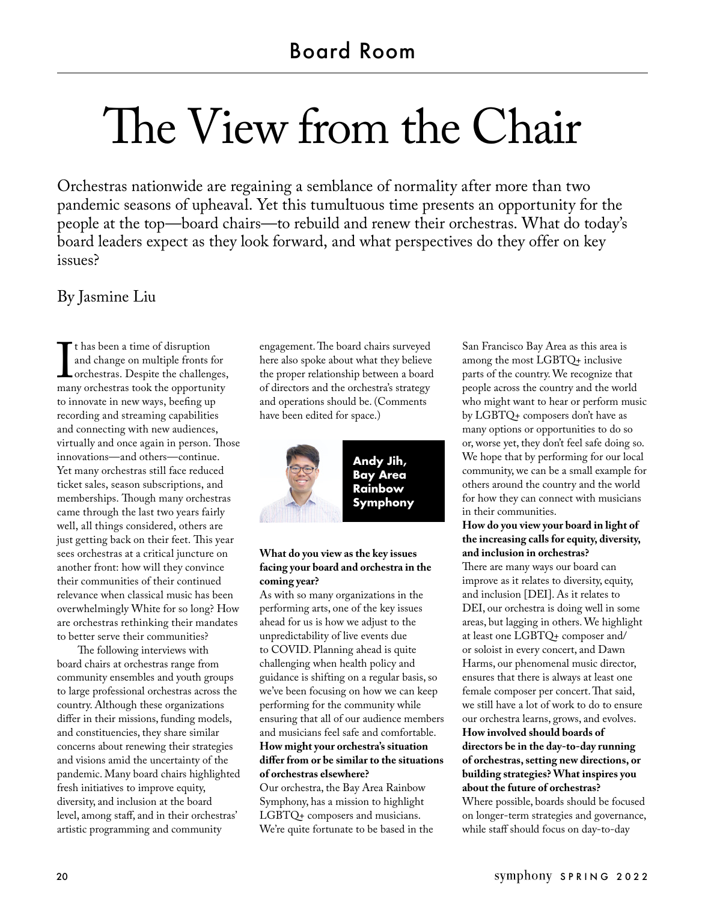# The View from the Chair

Orchestras nationwide are regaining a semblance of normality after more than two pandemic seasons of upheaval. Yet this tumultuous time presents an opportunity for the people at the top—board chairs—to rebuild and renew their orchestras. What do today's board leaders expect as they look forward, and what perspectives do they offer on key issues?

By Jasmine Liu

It has been a time of disruption and change on multiple fronts for orchestras. Despite the challenges, many orchestras took the opportunity to innovate in new ways, beefing up recording and streaming capabilities and connecting with new audiences, virtually and once again in person. Those innovations—and others—continue. Yet many orchestras still face reduced ticket sales, season subscriptions, and memberships. Though many orchestras came through the last two years fairly well, all things considered, others are just getting back on their feet. This year sees orchestras at a critical juncture on another front: how will they convince their communities of their continued relevance when classical music has been overwhelmingly White for so long? How are orchestras rethinking their mandates to better serve their communities?

The following interviews with board chairs at orchestras range from community ensembles and youth groups to large professional orchestras across the country. Although these organizations differ in their missions, funding models, and constituencies, they share similar concerns about renewing their strategies and visions amid the uncertainty of the pandemic. Many board chairs highlighted fresh initiatives to improve equity, diversity, and inclusion at the board level, among staff, and in their orchestras' artistic programming and community engagement. The board chairs surveyed here also spoke about what they believe the proper relationship between a board of directors and the orchestra's strategy and operations should be. (Comments have been edited for space.)

## Andy Jih, Bay Area Rainbow Symphony

**What do you view as the key issues facing your board and orchestra in the coming year?**

As with so many organizations in the performing arts, one of the key issues ahead for us is how we adjust to the unpredictability of live events due to COVID. Planning ahead is quite challenging when health policy and guidance is shifting on a regular basis, so we've been focusing on how we can keep performing for the community while ensuring that all of our audience members and musicians feel safe and comfortable.

**How might your orchestra's situation differ from or be similar to the situations of orchestras elsewhere?**

Our orchestra, the Bay Area Rainbow Symphony, has a mission to highlight LGBTQ+ composers and musicians. We're quite fortunate to be based in the San Francisco Bay Area as this area is among the most LGBTQ+ inclusive parts of the country. We recognize that people across the country and the world who might want to hear or perform music by LGBTQ+ composers don't have as many options or opportunities to do so or, worse yet, they don't feel safe doing so. We hope that by performing for our local community, we can be a small example for others around the country and the world for how they can connect with musicians in their communities.

**How do you view your board in light of the increasing calls for equity, diversity, and inclusion in orchestras?**

There are many ways our board can improve as it relates to diversity, equity, and inclusion [DEI]. As it relates to DEI, our orchestra is doing well in some areas, but lagging in others. We highlight at least one LGBTQ+ composer and/or soloist in every concert, and Dawn Harms, our phenomenal music director, ensures that there is always at least one female composer per concert. That said, we still have a lot of work to do to ensure our orchestra learns, grows, and evolves.

**How involved should boards of directors be in the day-to-day running of orchestras, setting new directions, or building strategies? What inspires you about the future of orchestras?**

Where possible, boards should be focused on longer-term strategies and governance, while staff should focus on day-to-day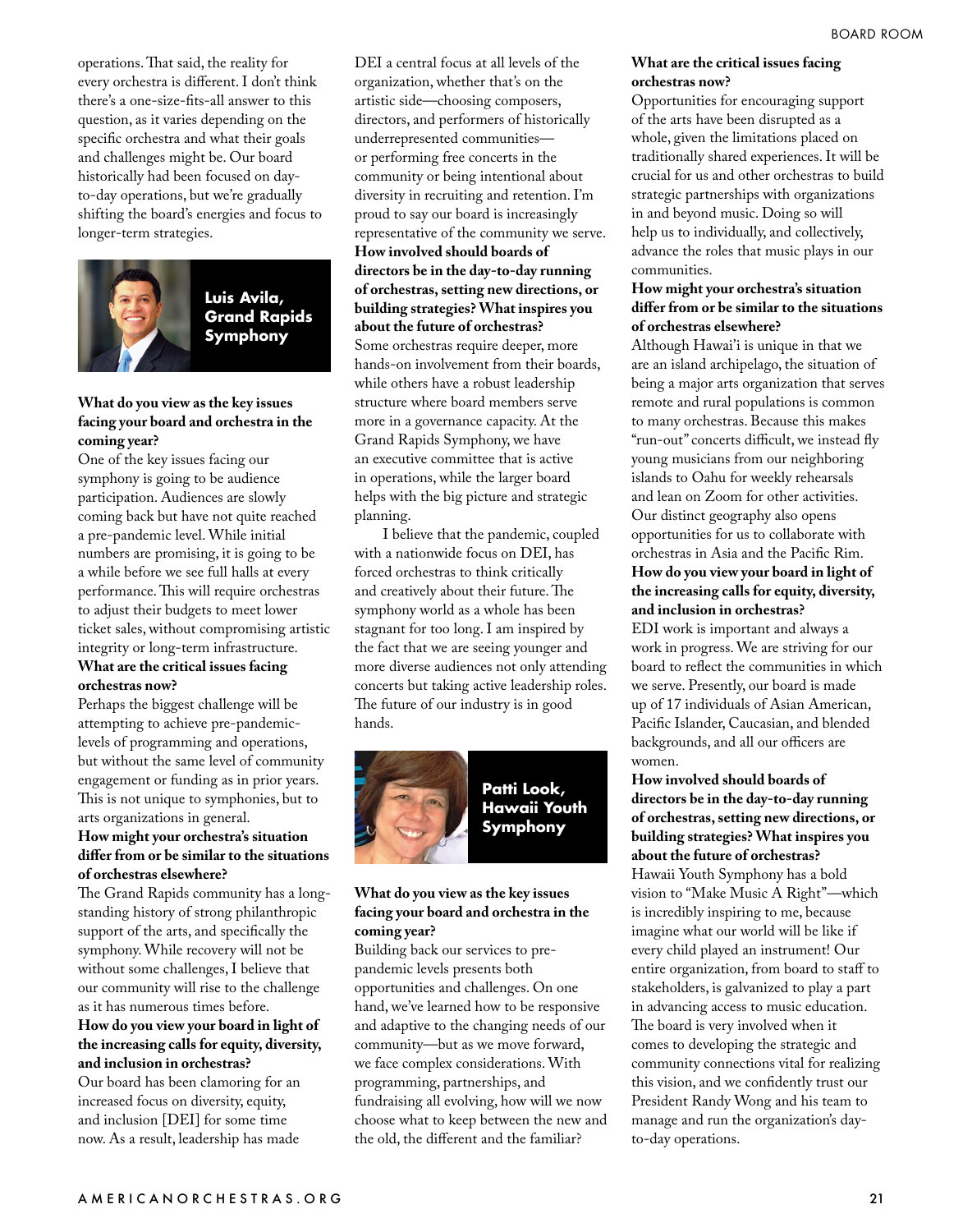operations. That said, the reality for every orchestra is different. I don't think there's a one-size-fits-all answer to this question, as it varies depending on the specific orchestra and what their goals and challenges might be. Our board historically had been focused on day-to-day operations, but we're gradually shifting the board's energies and focus to longer-term strategies.

## Luis Avila, Grand Rapids Symphony

**What do you view as the key issues facing your board and orchestra in the coming year?**

One of the key issues facing our symphony is going to be audience participation. Audiences are slowly coming back but have not quite reached a pre-pandemic level. While initial numbers are promising, it is going to be a while before we see full halls at every performance. This will require orchestras to adjust their budgets to meet lower ticket sales, without compromising artistic integrity or long-term infrastructure.

**What are the critical issues facing orchestras now?**

Perhaps the biggest challenge will be attempting to achieve pre-pandemic-levels of programming and operations, but without the same level of community engagement or funding as in prior years. This is not unique to symphonies, but to arts organizations in general.

**How might your orchestra's situation differ from or be similar to the situations of orchestras elsewhere?**

The Grand Rapids community has a long-standing history of strong philanthropic support of the arts, and specifically the symphony. While recovery will not be without some challenges, I believe that our community will rise to the challenge as it has numerous times before.

**How do you view your board in light of the increasing calls for equity, diversity, and inclusion in orchestras?**

Our board has been clamoring for an increased focus on diversity, equity, and inclusion [DEI] for some time now. As a result, leadership has made DEI a central focus at all levels of the organization, whether that's on the artistic side—choosing composers, directors, and performers of historically underrepresented communities—or performing free concerts in the community or being intentional about diversity in recruiting and retention. I'm proud to say our board is increasingly representative of the community we serve.

**How involved should boards of directors be in the day-to-day running of orchestras, setting new directions, or building strategies? What inspires you about the future of orchestras?**

Some orchestras require deeper, more hands-on involvement from their boards, while others have a robust leadership structure where board members serve more in a governance capacity. At the Grand Rapids Symphony, we have an executive committee that is active in operations, while the larger board helps with the big picture and strategic planning.

I believe that the pandemic, coupled with a nationwide focus on DEI, has forced orchestras to think critically and creatively about their future. The symphony world as a whole has been stagnant for too long. I am inspired by the fact that we are seeing younger and more diverse audiences not only attending concerts but taking active leadership roles. The future of our industry is in good hands.

## Patti Look, Hawaii Youth Symphony

**What do you view as the key issues facing your board and orchestra in the coming year?**

Building back our services to pre-pandemic levels presents both opportunities and challenges. On one hand, we've learned how to be responsive and adaptive to the changing needs of our community—but as we move forward, we face complex considerations. With programming, partnerships, and fundraising all evolving, how will we now choose what to keep between the new and the old, the different and the familiar?

**What are the critical issues facing orchestras now?**

Opportunities for encouraging support of the arts have been disrupted as a whole, given the limitations placed on traditionally shared experiences. It will be crucial for us and other orchestras to build strategic partnerships with organizations in and beyond music. Doing so will help us to individually, and collectively, advance the roles that music plays in our communities.

**How might your orchestra's situation differ from or be similar to the situations of orchestras elsewhere?**

Although Hawai'i is unique in that we are an island archipelago, the situation of being a major arts organization that serves remote and rural populations is common to many orchestras. Because this makes "run-out" concerts difficult, we instead fly young musicians from our neighboring islands to Oahu for weekly rehearsals and lean on Zoom for other activities. Our distinct geography also opens opportunities for us to collaborate with orchestras in Asia and the Pacific Rim.

**How do you view your board in light of the increasing calls for equity, diversity, and inclusion in orchestras?**

EDI work is important and always a work in progress. We are striving for our board to reflect the communities in which we serve. Presently, our board is made up of 17 individuals of Asian American, Pacific Islander, Caucasian, and blended backgrounds, and all our officers are women.

**How involved should boards of directors be in the day-to-day running of orchestras, setting new directions, or building strategies? What inspires you about the future of orchestras?**

Hawaii Youth Symphony has a bold vision to "Make Music A Right"—which is incredibly inspiring to me, because imagine what our world will be like if every child played an instrument! Our entire organization, from board to staff to stakeholders, is galvanized to play a part in advancing access to music education. The board is very involved when it comes to developing the strategic and community connections vital for realizing this vision, and we confidently trust our President Randy Wong and his team to manage and run the organization's day-to-day operations.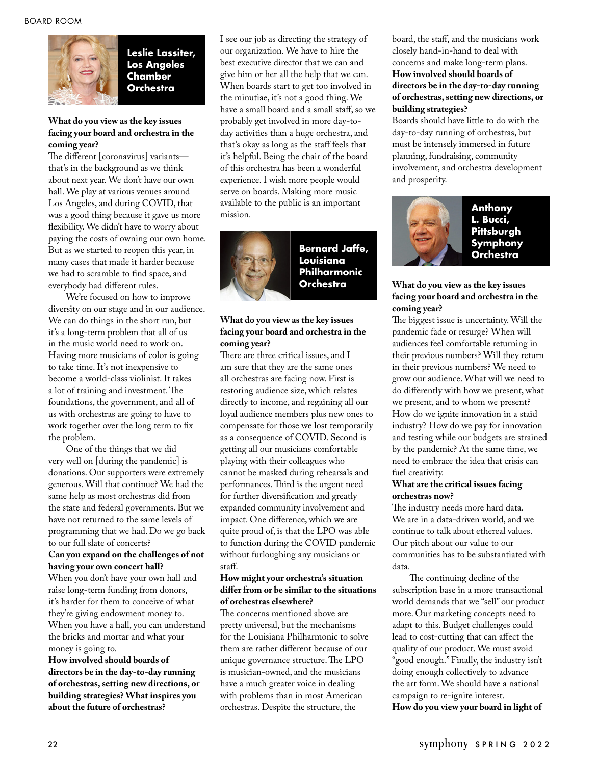## Leslie Lassiter, Los Angeles Chamber Orchestra

**What do you view as the key issues facing your board and orchestra in the coming year?**

The different [coronavirus] variants—that's in the background as we think about next year. We don't have our own hall. We play at various venues around Los Angeles, and during COVID, that was a good thing because it gave us more flexibility. We didn't have to worry about paying the costs of owning our own home. But as we started to reopen this year, in many cases that made it harder because we had to scramble to find space, and everybody had different rules.

We're focused on how to improve diversity on our stage and in our audience. We can do things in the short run, but it's a long-term problem that all of us in the music world need to work on. Having more musicians of color is going to take time. It's not inexpensive to become a world-class violinist. It takes a lot of training and investment. The foundations, the government, and all of us with orchestras are going to have to work together over the long term to fix the problem.

One of the things that we did very well on [during the pandemic] is donations. Our supporters were extremely generous. Will that continue? We had the same help as most orchestras did from the state and federal governments. But we have not returned to the same levels of programming that we had. Do we go back to our full slate of concerts?

**Can you expand on the challenges of not having your own concert hall?**

When you don't have your own hall and raise long-term funding from donors, it's harder for them to conceive of what they're giving endowment money to. When you have a hall, you can understand the bricks and mortar and what your money is going to.

**How involved should boards of directors be in the day-to-day running of orchestras, setting new directions, or building strategies? What inspires you about the future of orchestras?**

I see our job as directing the strategy of our organization. We have to hire the best executive director that we can and give him or her all the help that we can. When boards start to get too involved in the minutiae, it's not a good thing. We have a small board and a small staff, so we probably get involved in more day-to-day activities than a huge orchestra, and that's okay as long as the staff feels that it's helpful. Being the chair of the board of this orchestra has been a wonderful experience. I wish more people would serve on boards. Making more music available to the public is an important mission.

## Bernard Jaffe, Louisiana Philharmonic Orchestra

**What do you view as the key issues facing your board and orchestra in the coming year?**

There are three critical issues, and I am sure that they are the same ones all orchestras are facing now. First is restoring audience size, which relates directly to income, and regaining all our loyal audience members plus new ones to compensate for those we lost temporarily as a consequence of COVID. Second is getting all our musicians comfortable playing with their colleagues who cannot be masked during rehearsals and performances. Third is the urgent need for further diversification and greatly expanded community involvement and impact. One difference, which we are quite proud of, is that the LPO was able to function during the COVID pandemic without furloughing any musicians or staff.

**How might your orchestra's situation differ from or be similar to the situations of orchestras elsewhere?**

The concerns mentioned above are pretty universal, but the mechanisms for the Louisiana Philharmonic to solve them are rather different because of our unique governance structure. The LPO is musician-owned, and the musicians have a much greater voice in dealing with problems than in most American orchestras. Despite the structure, the board, the staff, and the musicians work closely hand-in-hand to deal with concerns and make long-term plans.

**How involved should boards of directors be in the day-to-day running of orchestras, setting new directions, or building strategies?**

Boards should have little to do with the day-to-day running of orchestras, but must be intensely immersed in future planning, fundraising, community involvement, and orchestra development and prosperity.

## Anthony L. Bucci, Pittsburgh Symphony Orchestra

**What do you view as the key issues facing your board and orchestra in the coming year?**

The biggest issue is uncertainty. Will the pandemic fade or resurge? When will audiences feel comfortable returning in their previous numbers? Will they return in their previous numbers? We need to grow our audience. What will we need to do differently with how we present, what we present, and to whom we present? How do we ignite innovation in a staid industry? How do we pay for innovation and testing while our budgets are strained by the pandemic? At the same time, we need to embrace the idea that crisis can fuel creativity.

**What are the critical issues facing orchestras now?**

The industry needs more hard data. We are in a data-driven world, and we continue to talk about ethereal values. Our pitch about our value to our communities has to be substantiated with data.

The continuing decline of the subscription base in a more transactional world demands that we "sell" our product more. Our marketing concepts need to adapt to this. Budget challenges could lead to cost-cutting that can affect the quality of our product. We must avoid "good enough." Finally, the industry isn't doing enough collectively to advance the art form. We should have a national campaign to re-ignite interest.

**How do you view your board in light of**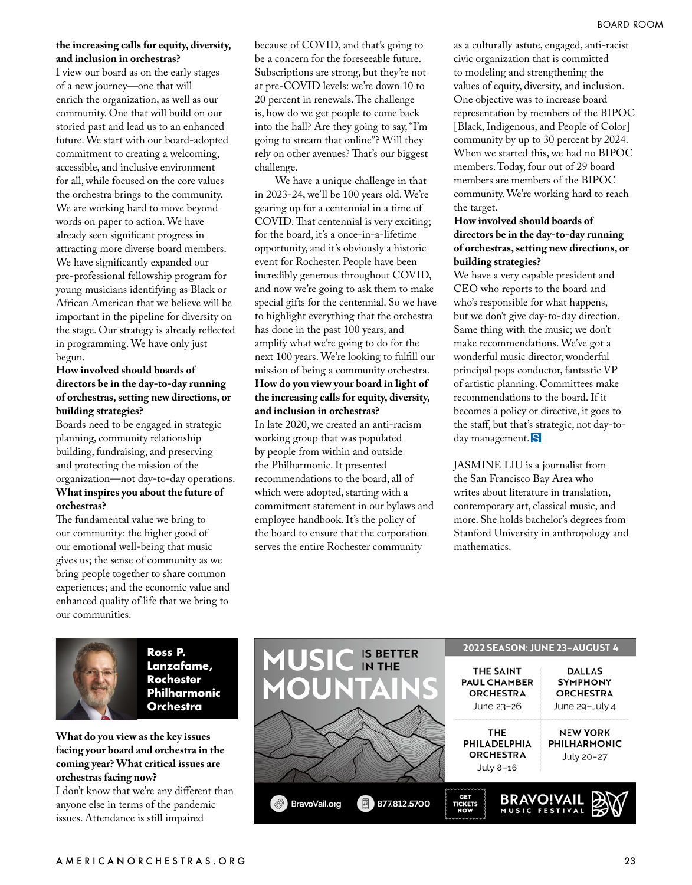**the increasing calls for equity, diversity, and inclusion in orchestras?**

I view our board as on the early stages of a new journey—one that will enrich the organization, as well as our community. One that will build on our storied past and lead us to an enhanced future. We start with our board-adopted commitment to creating a welcoming, accessible, and inclusive environment for all, while focused on the core values the orchestra brings to the community. We are working hard to move beyond words on paper to action. We have already seen significant progress in attracting more diverse board members. We have significantly expanded our pre-professional fellowship program for young musicians identifying as Black or African American that we believe will be important in the pipeline for diversity on the stage. Our strategy is already reflected in programming. We have only just begun.

**How involved should boards of directors be in the day-to-day running of orchestras, setting new directions, or building strategies?**

Boards need to be engaged in strategic planning, community relationship building, fundraising, and preserving and protecting the mission of the organization—not day-to-day operations.

**What inspires you about the future of orchestras?**

The fundamental value we bring to our community: the higher good of our emotional well-being that music gives us; the sense of community as we bring people together to share common experiences; and the economic value and enhanced quality of life that we bring to our communities.

**Ross P. Lanzafame, Rochester Philharmonic Orchestra**

**What do you view as the key issues facing your board and orchestra in the coming year? What critical issues are orchestras facing now?**

I don't know that we're any different than anyone else in terms of the pandemic issues. Attendance is still impaired because of COVID, and that's going to be a concern for the foreseeable future. Subscriptions are strong, but they're not at pre-COVID levels: we're down 10 to 20 percent in renewals. The challenge is, how do we get people to come back into the hall? Are they going to say, "I'm going to stream that online"? Will they rely on other avenues? That's our biggest challenge.

We have a unique challenge in that in 2023-24, we'll be 100 years old. We're gearing up for a centennial in a time of COVID. That centennial is very exciting; for the board, it's a once-in-a-lifetime opportunity, and it's obviously a historic event for Rochester. People have been incredibly generous throughout COVID, and now we're going to ask them to make special gifts for the centennial. So we have to highlight everything that the orchestra has done in the past 100 years, and amplify what we're going to do for the next 100 years. We're looking to fulfill our mission of being a community orchestra.

**How do you view your board in light of the increasing calls for equity, diversity, and inclusion in orchestras?**

In late 2020, we created an anti-racism working group that was populated by people from within and outside the Philharmonic. It presented recommendations to the board, all of which were adopted, starting with a commitment statement in our bylaws and employee handbook. It's the policy of the board to ensure that the corporation serves the entire Rochester community as a culturally astute, engaged, anti-racist civic organization that is committed to modeling and strengthening the values of equity, diversity, and inclusion. One objective was to increase board representation by members of the BIPOC [Black, Indigenous, and People of Color] community by up to 30 percent by 2024. When we started this, we had no BIPOC members. Today, four out of 29 board members are members of the BIPOC community. We're working hard to reach the target.

**How involved should boards of directors be in the day-to-day running of orchestras, setting new directions, or building strategies?**

We have a very capable president and CEO who reports to the board and who's responsible for what happens, but we don't give day-to-day direction. Same thing with the music; we don't make recommendations. We've got a wonderful music director, wonderful principal pops conductor, fantastic VP of artistic planning. Committees make recommendations to the board. If it becomes a policy or directive, it goes to the staff, but that's strategic, not day-to-day management.

JASMINE LIU is a journalist from the San Francisco Bay Area who writes about literature in translation, contemporary art, classical music, and more. She holds bachelor's degrees from Stanford University in anthropology and mathematics.

MUSIC IS BETTER IN THE MOUNTAINS

2022 SEASON: JUNE 23–AUGUST 4

THE SAINT PAUL CHAMBER ORCHESTRA June 23–26

DALLAS SYMPHONY ORCHESTRA June 29–July 4

THE PHILADELPHIA ORCHESTRA July 8–16

NEW YORK PHILHARMONIC July 20–27

BravoVail.org 877.812.5700 GET TICKETS NOW BRAVO!VAIL MUSIC FESTIVAL